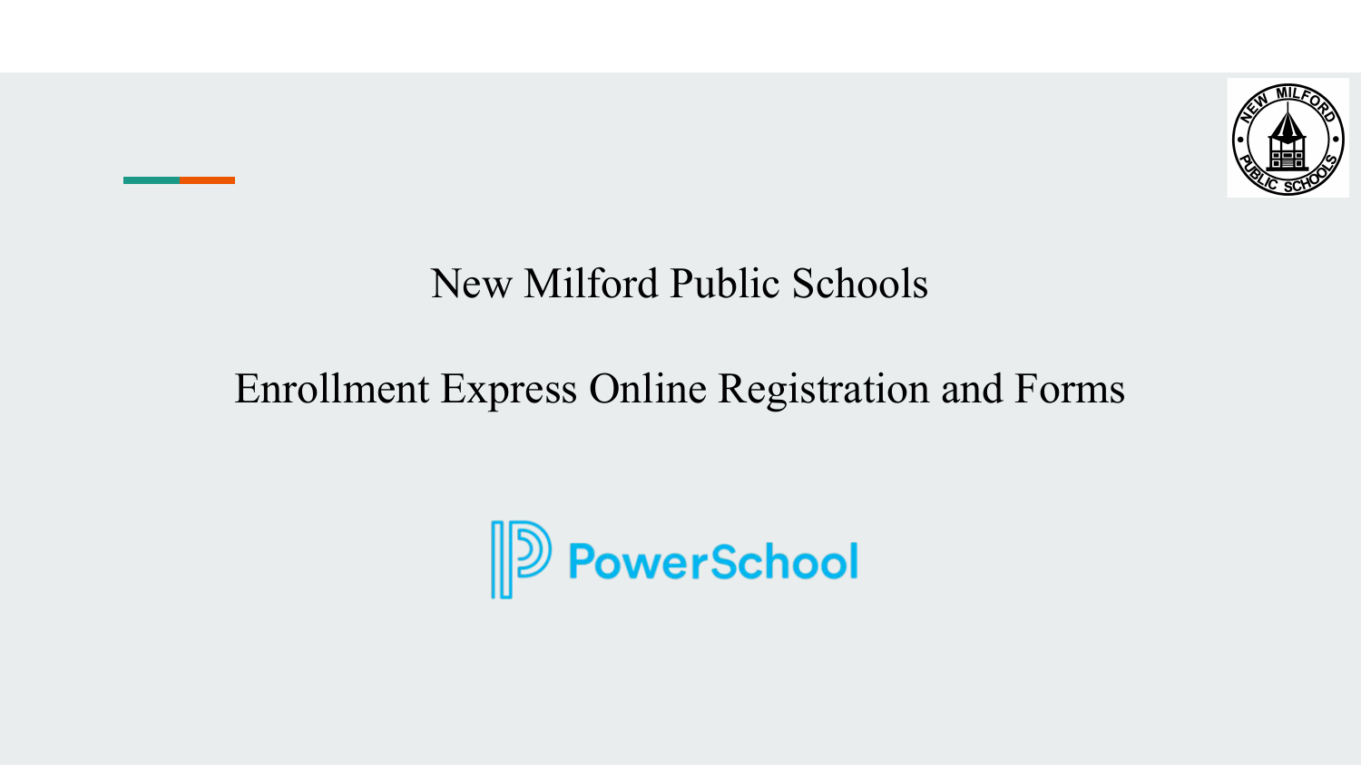# New Milford Public Schools

## Enrollment Express Online Registration and Forms

PowerSchool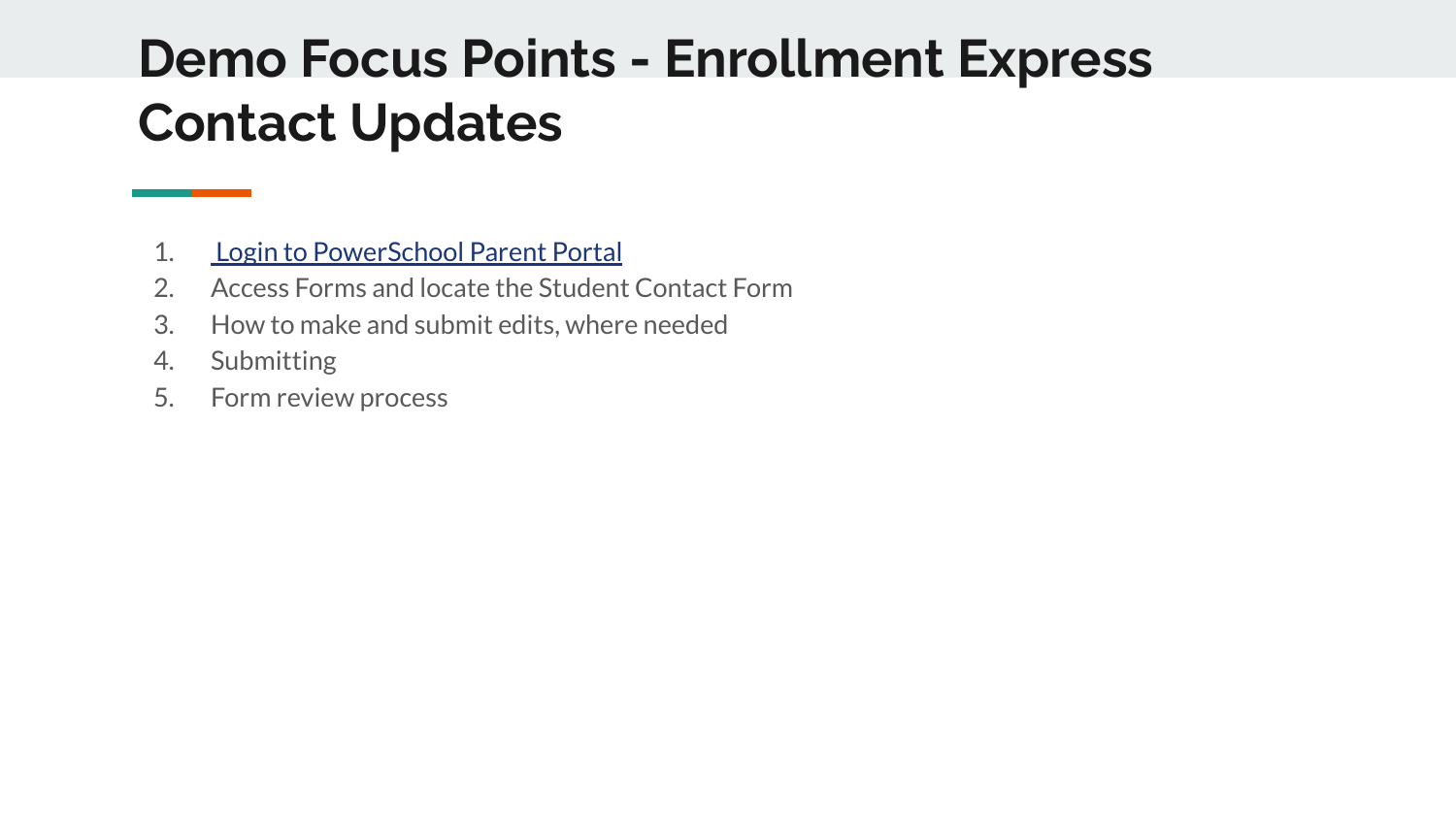# Demo Focus Points - Enrollment Express Contact Updates

1. Login to PowerSchool Parent Portal
2. Access Forms and locate the Student Contact Form
3. How to make and submit edits, where needed
4. Submitting
5. Form review process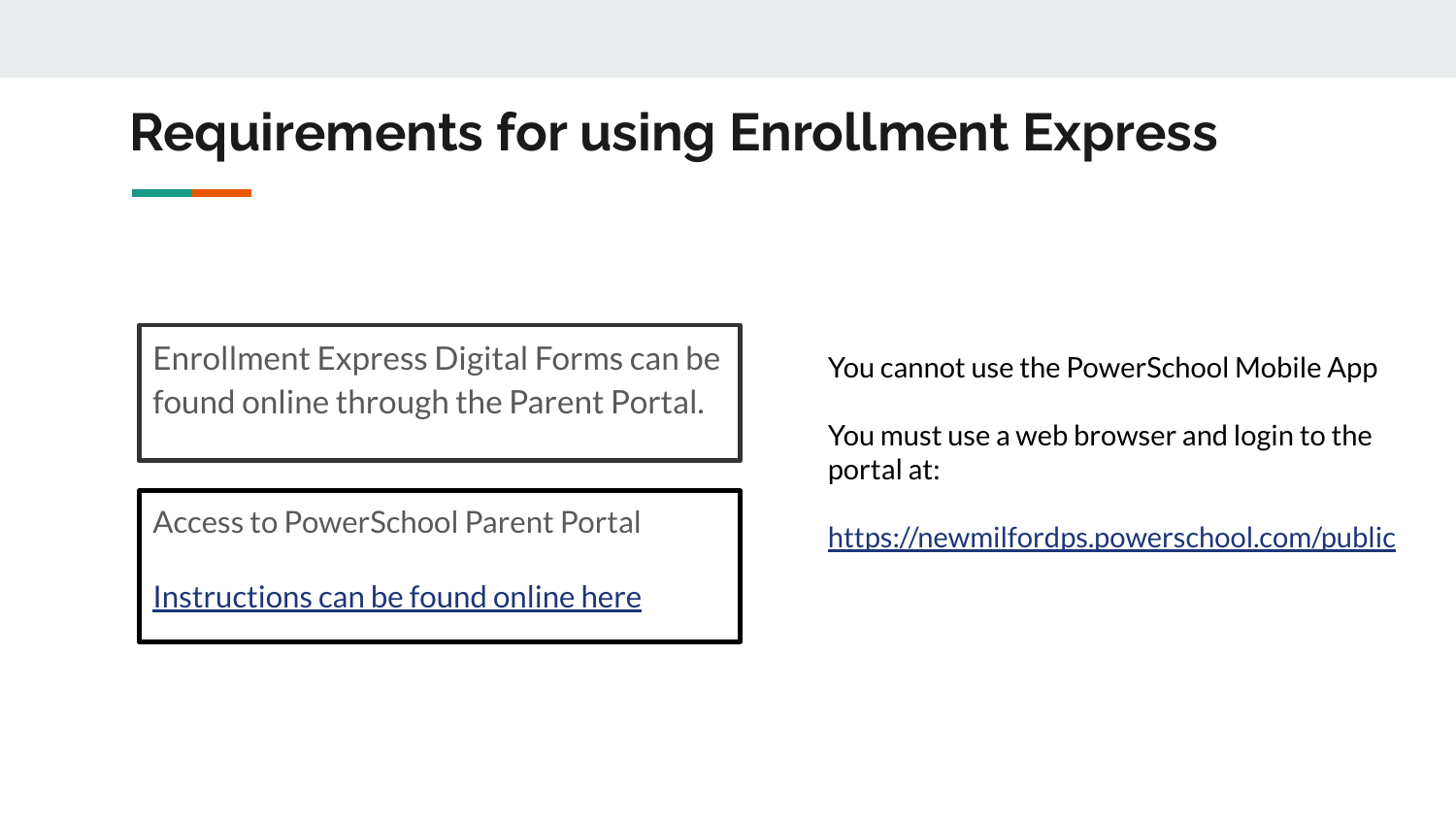# Requirements for using Enrollment Express

Enrollment Express Digital Forms can be found online through the Parent Portal.

Access to PowerSchool Parent Portal

Instructions can be found online here

You cannot use the PowerSchool Mobile App

You must use a web browser and login to the portal at:

https://newmilfordps.powerschool.com/public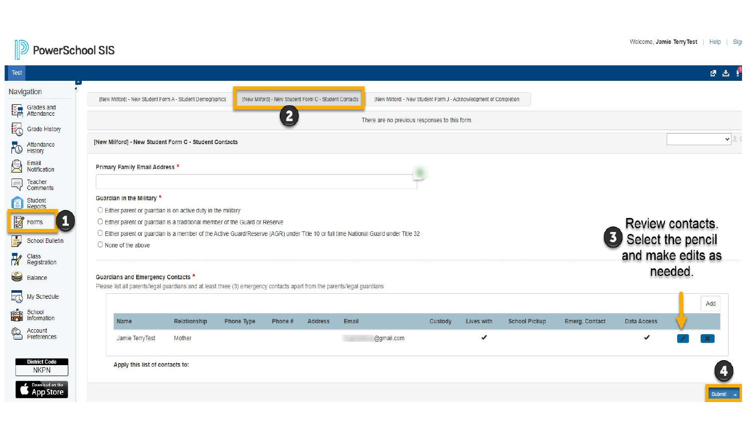PowerSchool SIS

Welcome, Jamie TerryTest | Help | Sign

Test

Navigation

- Grades and Attendance
- Grade History
- Attendance History
- Email Notification
- Teacher Comments
- Student Reports
- Forms **1**
- School Bulletin
- Class Registration
- Balance
- My Schedule
- School Information
- Account Preferences

District Code
NKPN

Download on the App Store

[New Milford] - New Student Form A - Student Demographics | [New Milford] - New Student Form C - Student Contacts **2** | [New Milford] - New Student Form J - Acknowledgment of Completion

There are no previous responses to this form.

**[New Milford] - New Student Form C - Student Contacts**

**Primary Family Email Address** *

**Guardian in the Military** *

- Either parent or guardian is on active duty in the military
- Either parent or guardian is a traditional member of the Guard or Reserve
- Either parent or guardian is a member of the Active Guard/Reserve (AGR) under Title 10 or full time National Guard under Title 32
- None of the above

**Guardians and Emergency Contacts** *

Please list all parents/legal guardians and at least three (3) emergency contacts apart from the parents/legal guardians

Add

| Name | Relationship | Phone Type | Phone # | Address | Email | Custody | Lives with | School Pickup | Emerg. Contact | Data Access | | |
|---|---|---|---|---|---|---|---|---|---|---|---|---|
| Jamie TerryTest | Mother | | | | @gmail.com | | ✔ | | | ✔ | ✎ | ✖ |

**Apply this list of contacts to:**

Submit **4**

**3** Review contacts. Select the pencil and make edits as needed.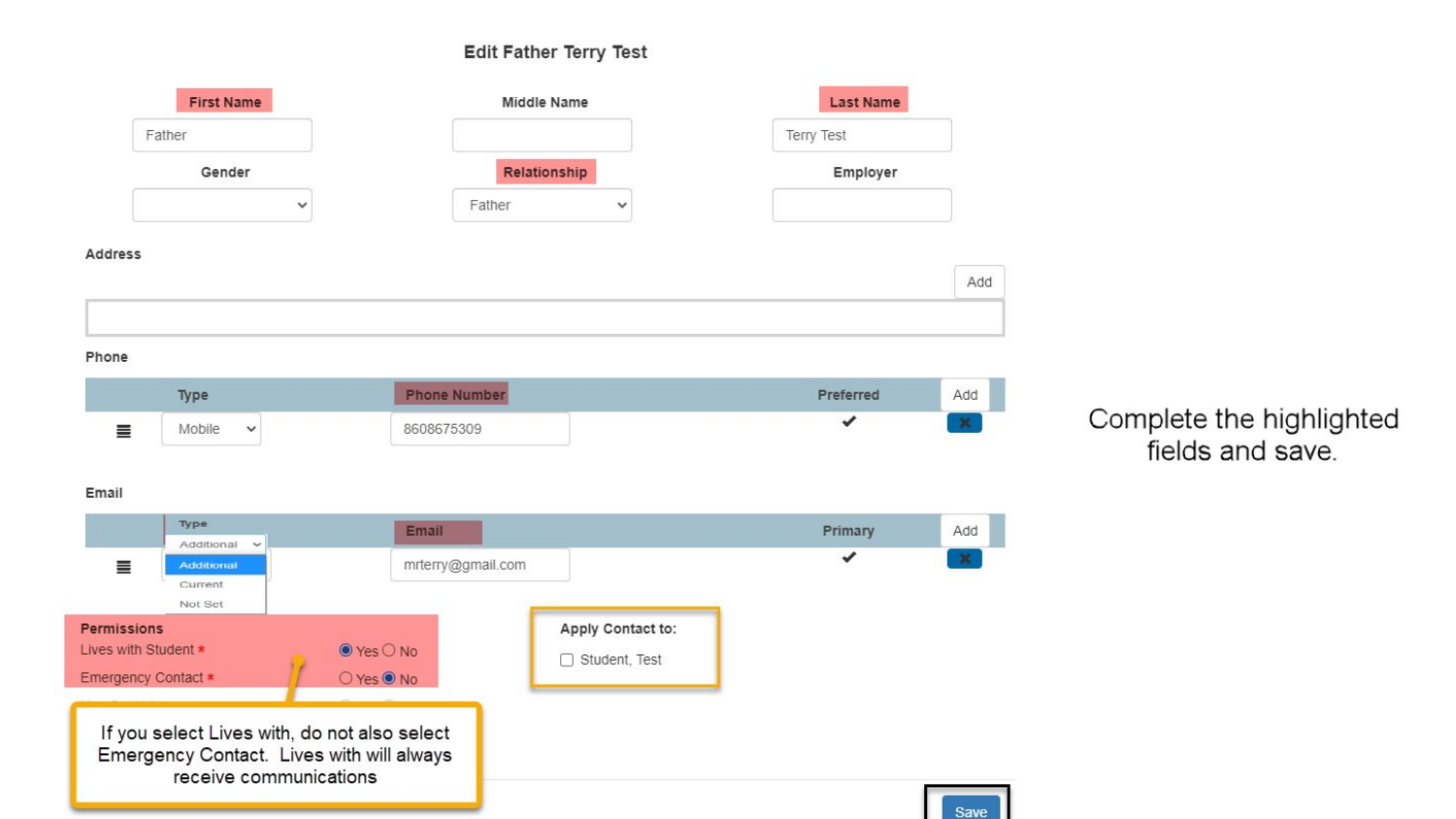# Edit Father Terry Test

| First Name | Middle Name | Last Name |
| --- | --- | --- |
| Father | | Terry Test |

| Gender | Relationship | Employer |
| --- | --- | --- |
| | Father | |

**Address**

Add

**Phone**

| | Type | Phone Number | Preferred | Add |
| --- | --- | --- | --- | --- |
| ≡ | Mobile | 8608675309 | ✔ | ✖ |

**Email**

| | Type | Email | Primary | Add |
| --- | --- | --- | --- | --- |
| ≡ | Additional | mrterry@gmail.com | ✔ | ✖ |

Type options: Additional, Current, Not Set

**Permissions**

- Lives with Student * — (•) Yes ( ) No
- Emergency Contact * — ( ) Yes (•) No

**Apply Contact to:**

- [ ] Student, Test

If you select Lives with, do not also select Emergency Contact. Lives with will always receive communications

Save

Complete the highlighted fields and save.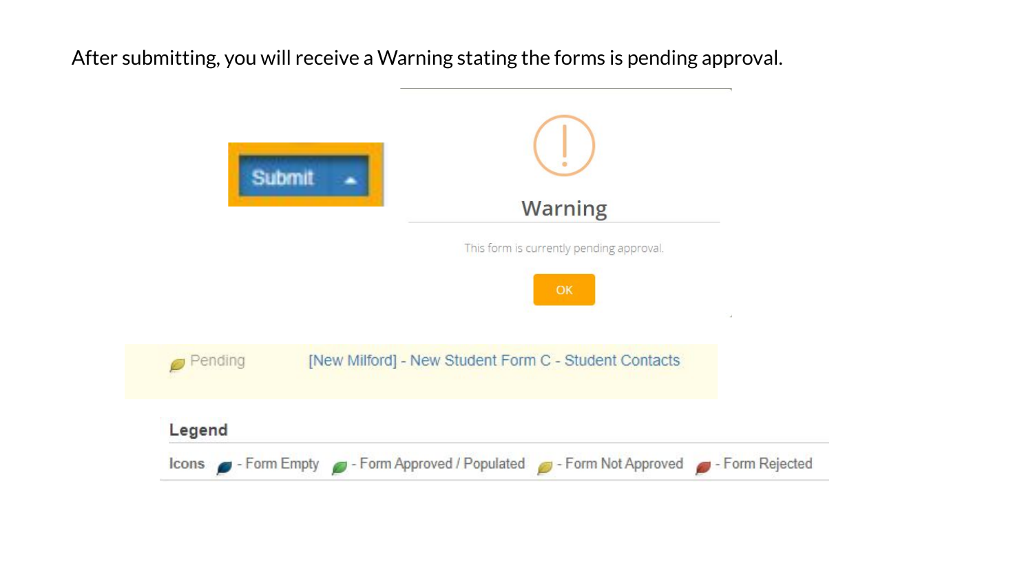After submitting, you will receive a Warning stating the forms is pending approval.

Submit

**Warning**

This form is currently pending approval.

OK

Pending [New Milford] - New Student Form C - Student Contacts

**Legend**

**Icons** - Form Empty - Form Approved / Populated - Form Not Approved - Form Rejected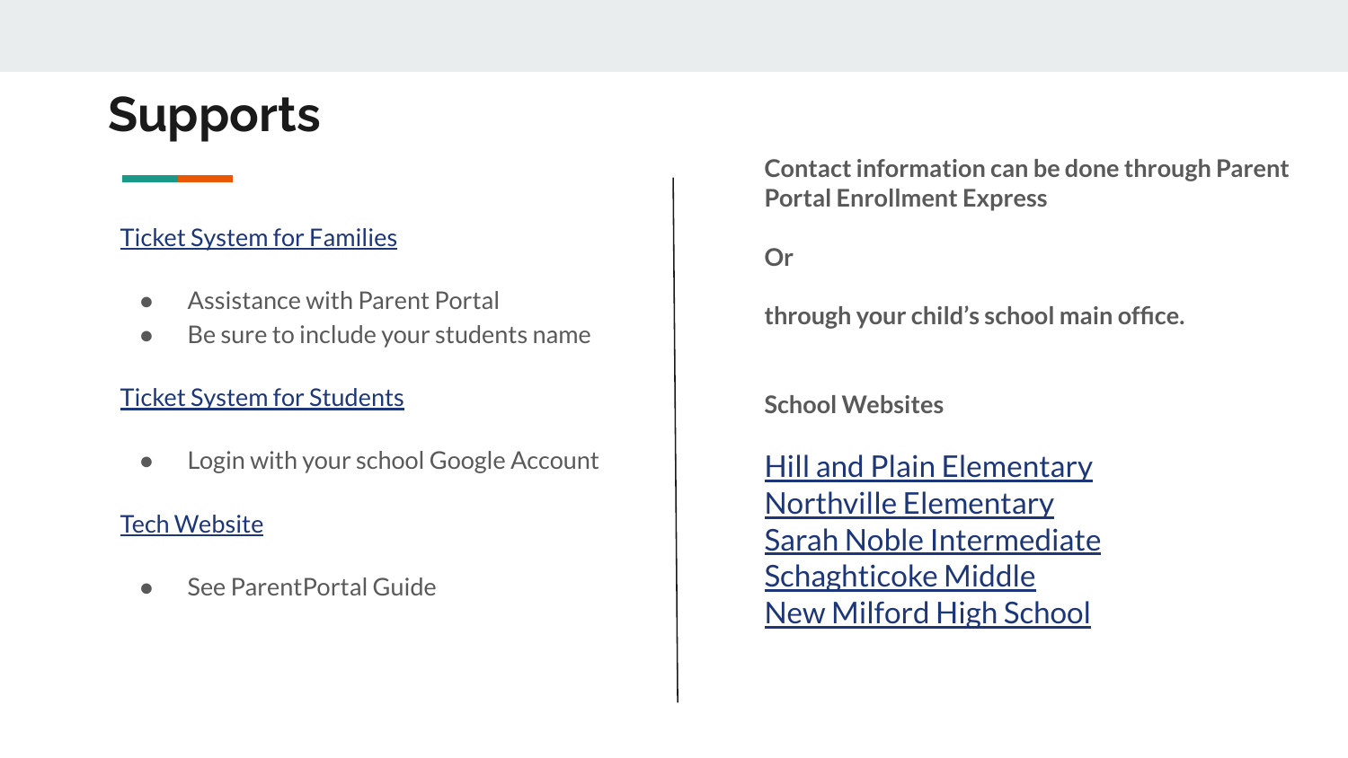# Supports

Ticket System for Families

- Assistance with Parent Portal
- Be sure to include your students name

Ticket System for Students

- Login with your school Google Account

Tech Website

- See ParentPortal Guide

**Contact information can be done through Parent Portal Enrollment Express**

**Or**

**through your child's school main office.**

**School Websites**

Hill and Plain Elementary
Northville Elementary
Sarah Noble Intermediate
Schaghticoke Middle
New Milford High School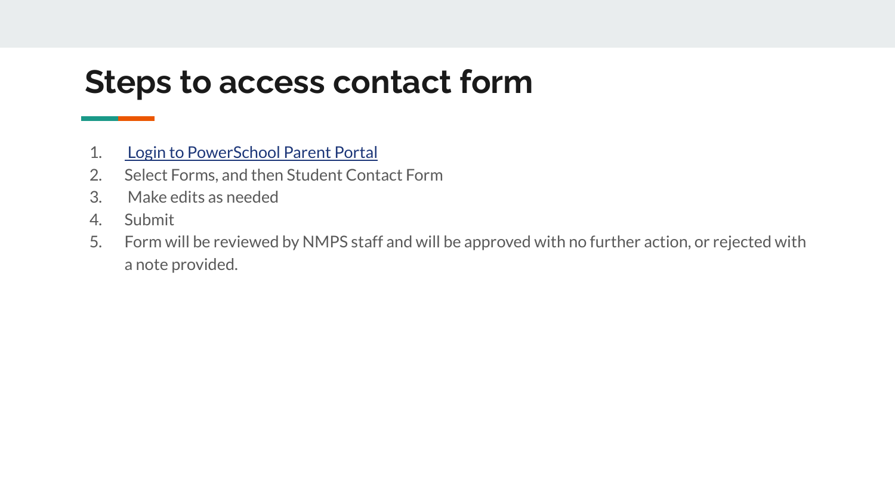# Steps to access contact form

1. Login to PowerSchool Parent Portal
2. Select Forms, and then Student Contact Form
3. Make edits as needed
4. Submit
5. Form will be reviewed by NMPS staff and will be approved with no further action, or rejected with a note provided.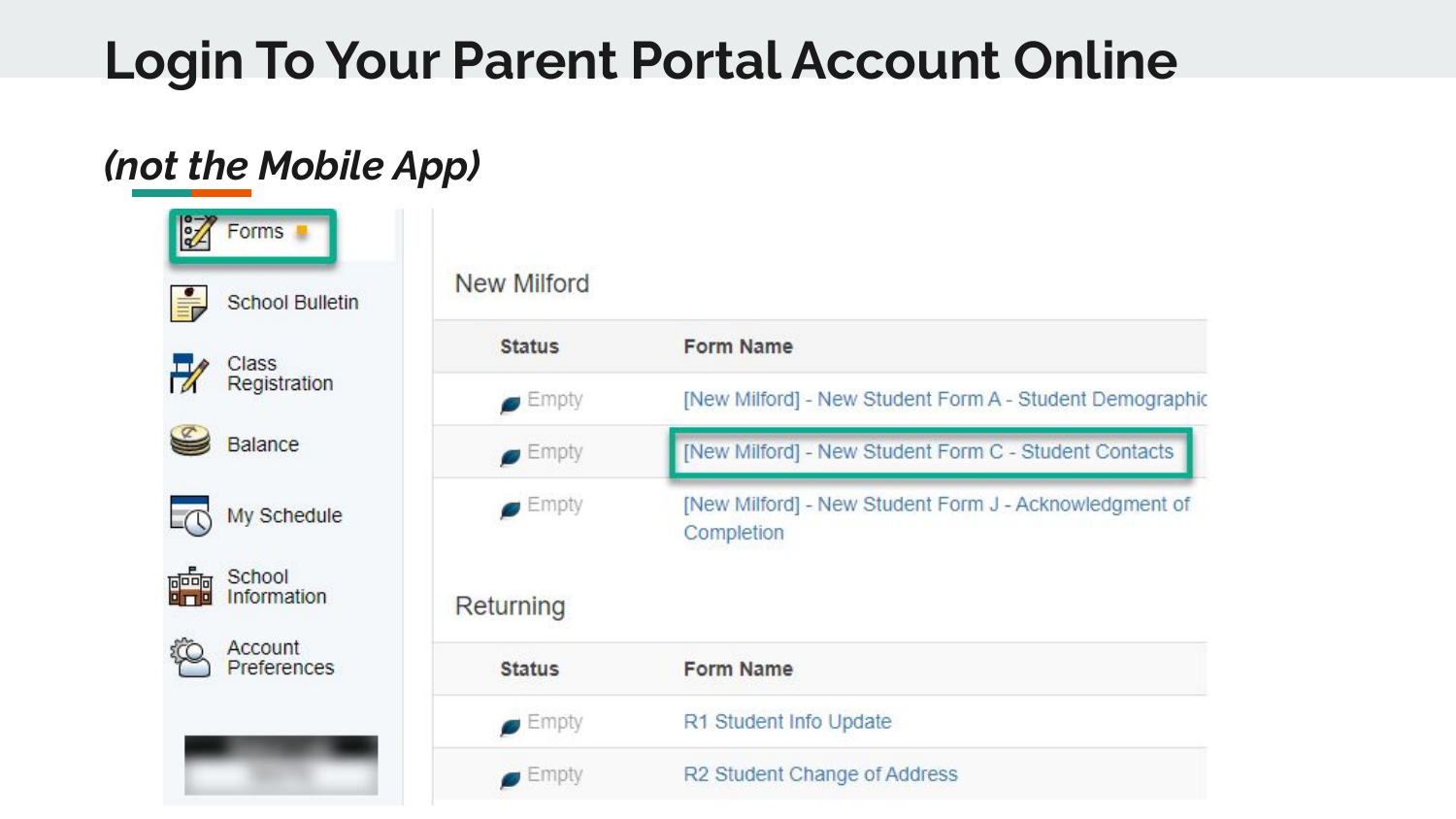# Login To Your Parent Portal Account Online

*(not the Mobile App)*

- Forms
- School Bulletin
- Class Registration
- Balance
- My Schedule
- School Information
- Account Preferences

### New Milford

| Status | Form Name |
| --- | --- |
| Empty | [New Milford] - New Student Form A - Student Demographic |
| Empty | [New Milford] - New Student Form C - Student Contacts |
| Empty | [New Milford] - New Student Form J - Acknowledgment of Completion |

### Returning

| Status | Form Name |
| --- | --- |
| Empty | R1 Student Info Update |
| Empty | R2 Student Change of Address |